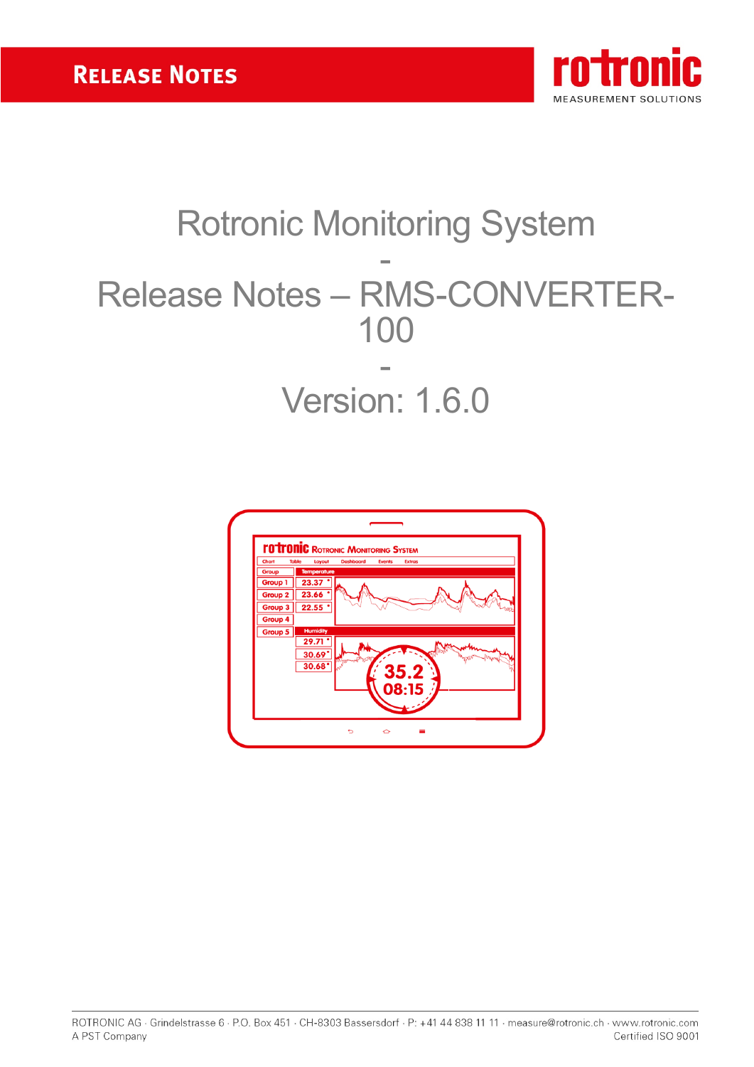**RELEASE NOTES**

# Rotronic Monitoring System

-

# Release Notes – RMS-CONVERTER-100

-

# Version: 1.6.0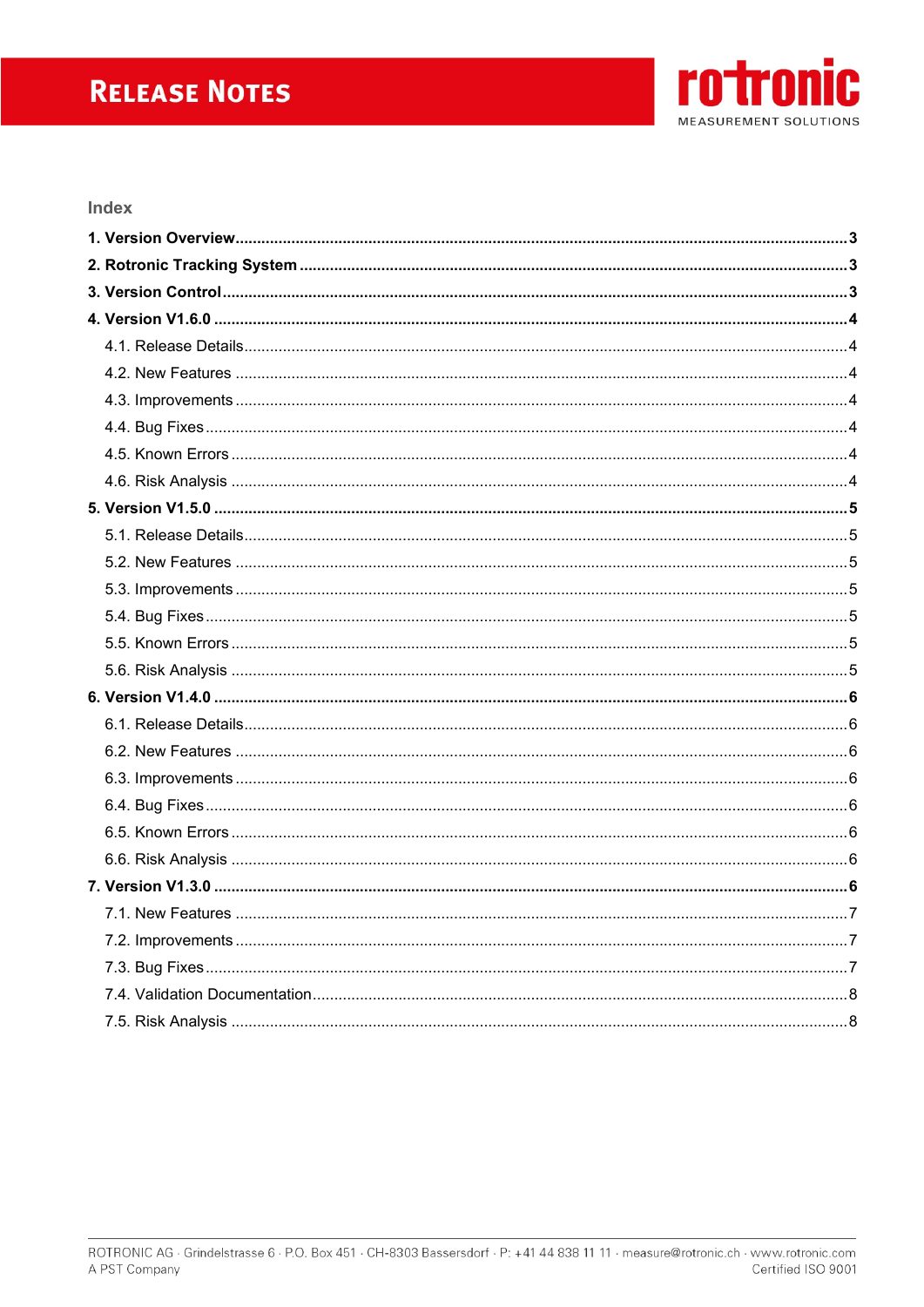# Release Notes

## Index

**1. Version Overview** .......... **3**

**2. Rotronic Tracking System** .......... **3**

**3. Version Control** .......... **3**

**4. Version V1.6.0** .......... **4**

- 4.1. Release Details .......... 4
- 4.2. New Features .......... 4
- 4.3. Improvements .......... 4
- 4.4. Bug Fixes .......... 4
- 4.5. Known Errors .......... 4
- 4.6. Risk Analysis .......... 4

**5. Version V1.5.0** .......... **5**

- 5.1. Release Details .......... 5
- 5.2. New Features .......... 5
- 5.3. Improvements .......... 5
- 5.4. Bug Fixes .......... 5
- 5.5. Known Errors .......... 5
- 5.6. Risk Analysis .......... 5

**6. Version V1.4.0** .......... **6**

- 6.1. Release Details .......... 6
- 6.2. New Features .......... 6
- 6.3. Improvements .......... 6
- 6.4. Bug Fixes .......... 6
- 6.5. Known Errors .......... 6
- 6.6. Risk Analysis .......... 6

**7. Version V1.3.0** .......... **6**

- 7.1. New Features .......... 7
- 7.2. Improvements .......... 7
- 7.3. Bug Fixes .......... 7
- 7.4. Validation Documentation .......... 8
- 7.5. Risk Analysis .......... 8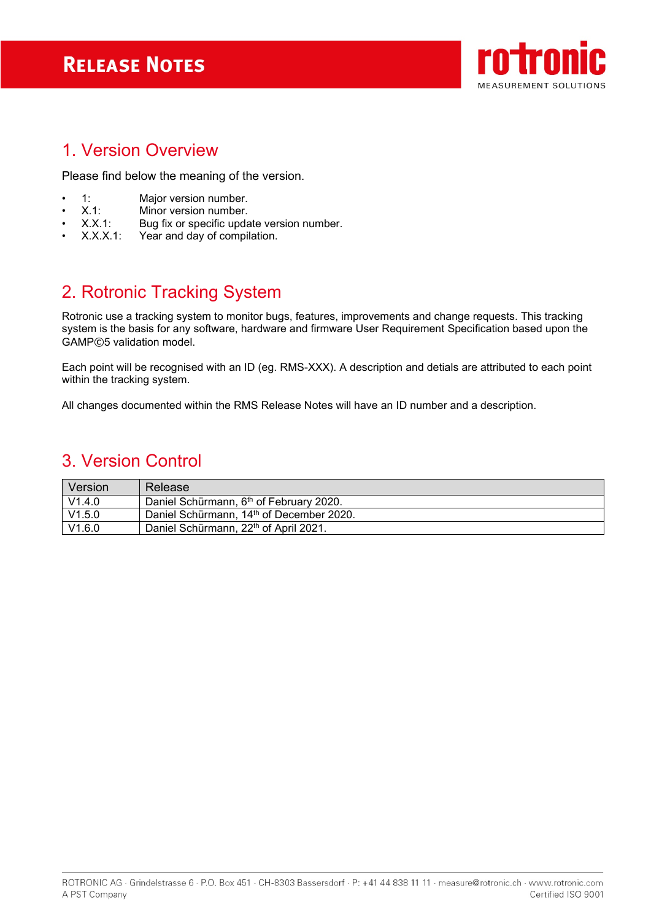## 1. Version Overview

Please find below the meaning of the version.

- 1: Major version number.
- X.1: Minor version number.
- X.X.1: Bug fix or specific update version number.
- X.X.X.1: Year and day of compilation.

## 2. Rotronic Tracking System

Rotronic use a tracking system to monitor bugs, features, improvements and change requests. This tracking system is the basis for any software, hardware and firmware User Requirement Specification based upon the GAMP©5 validation model.

Each point will be recognised with an ID (eg. RMS-XXX). A description and detials are attributed to each point within the tracking system.

All changes documented within the RMS Release Notes will have an ID number and a description.

## 3. Version Control

| Version | Release |
|---|---|
| V1.4.0 | Daniel Schürmann, 6th of February 2020. |
| V1.5.0 | Daniel Schürmann, 14th of December 2020. |
| V1.6.0 | Daniel Schürmann, 22th of April 2021. |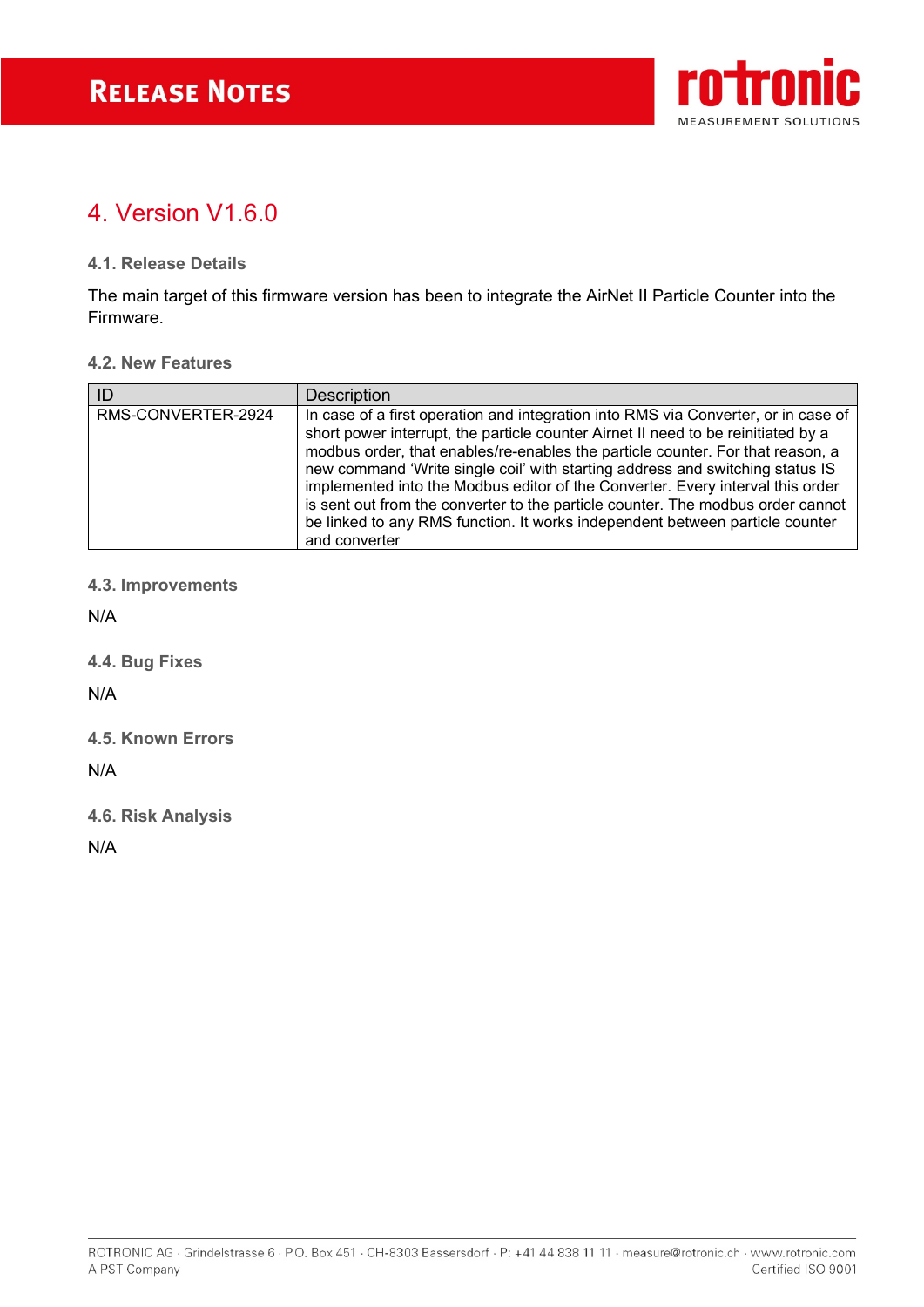# 4. Version V1.6.0

### 4.1. Release Details

The main target of this firmware version has been to integrate the AirNet II Particle Counter into the Firmware.

### 4.2. New Features

| ID | Description |
|---|---|
| RMS-CONVERTER-2924 | In case of a first operation and integration into RMS via Converter, or in case of short power interrupt, the particle counter Airnet II need to be reinitiated by a modbus order, that enables/re-enables the particle counter. For that reason, a new command 'Write single coil' with starting address and switching status IS implemented into the Modbus editor of the Converter. Every interval this order is sent out from the converter to the particle counter. The modbus order cannot be linked to any RMS function. It works independent between particle counter and converter |

### 4.3. Improvements

N/A

### 4.4. Bug Fixes

N/A

### 4.5. Known Errors

N/A

### 4.6. Risk Analysis

N/A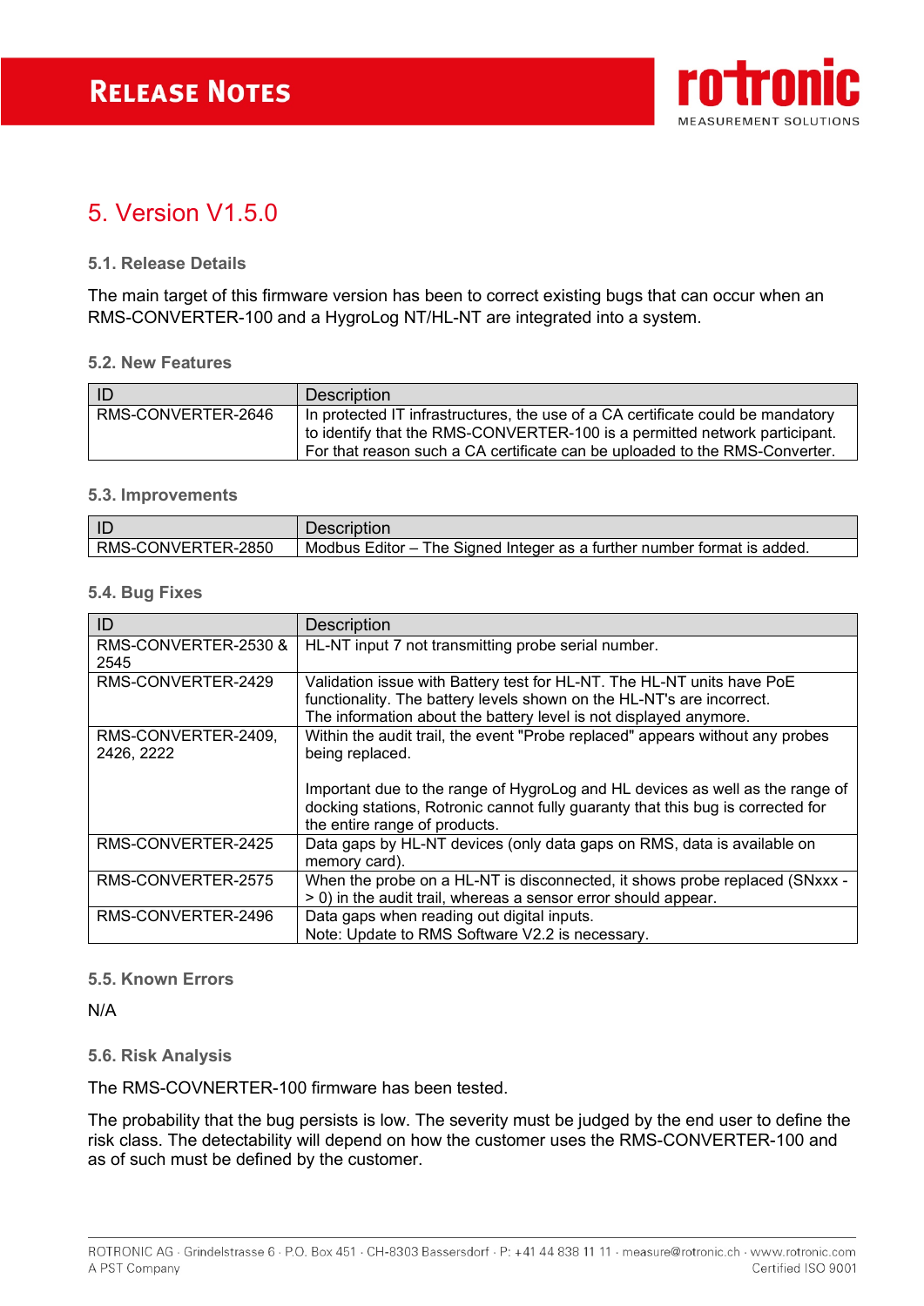# 5. Version V1.5.0

### 5.1. Release Details

The main target of this firmware version has been to correct existing bugs that can occur when an RMS-CONVERTER-100 and a HygroLog NT/HL-NT are integrated into a system.

### 5.2. New Features

| ID | Description |
|---|---|
| RMS-CONVERTER-2646 | In protected IT infrastructures, the use of a CA certificate could be mandatory to identify that the RMS-CONVERTER-100 is a permitted network participant. For that reason such a CA certificate can be uploaded to the RMS-Converter. |

### 5.3. Improvements

| ID | Description |
|---|---|
| RMS-CONVERTER-2850 | Modbus Editor – The Signed Integer as a further number format is added. |

### 5.4. Bug Fixes

| ID | Description |
|---|---|
| RMS-CONVERTER-2530 & 2545 | HL-NT input 7 not transmitting probe serial number. |
| RMS-CONVERTER-2429 | Validation issue with Battery test for HL-NT. The HL-NT units have PoE functionality. The battery levels shown on the HL-NT's are incorrect. The information about the battery level is not displayed anymore. |
| RMS-CONVERTER-2409, 2426, 2222 | Within the audit trail, the event "Probe replaced" appears without any probes being replaced.<br><br>Important due to the range of HygroLog and HL devices as well as the range of docking stations, Rotronic cannot fully guaranty that this bug is corrected for the entire range of products. |
| RMS-CONVERTER-2425 | Data gaps by HL-NT devices (only data gaps on RMS, data is available on memory card). |
| RMS-CONVERTER-2575 | When the probe on a HL-NT is disconnected, it shows probe replaced (SNxxx -> 0) in the audit trail, whereas a sensor error should appear. |
| RMS-CONVERTER-2496 | Data gaps when reading out digital inputs.<br>Note: Update to RMS Software V2.2 is necessary. |

### 5.5. Known Errors

N/A

### 5.6. Risk Analysis

The RMS-COVNERTER-100 firmware has been tested.

The probability that the bug persists is low. The severity must be judged by the end user to define the risk class. The detectability will depend on how the customer uses the RMS-CONVERTER-100 and as of such must be defined by the customer.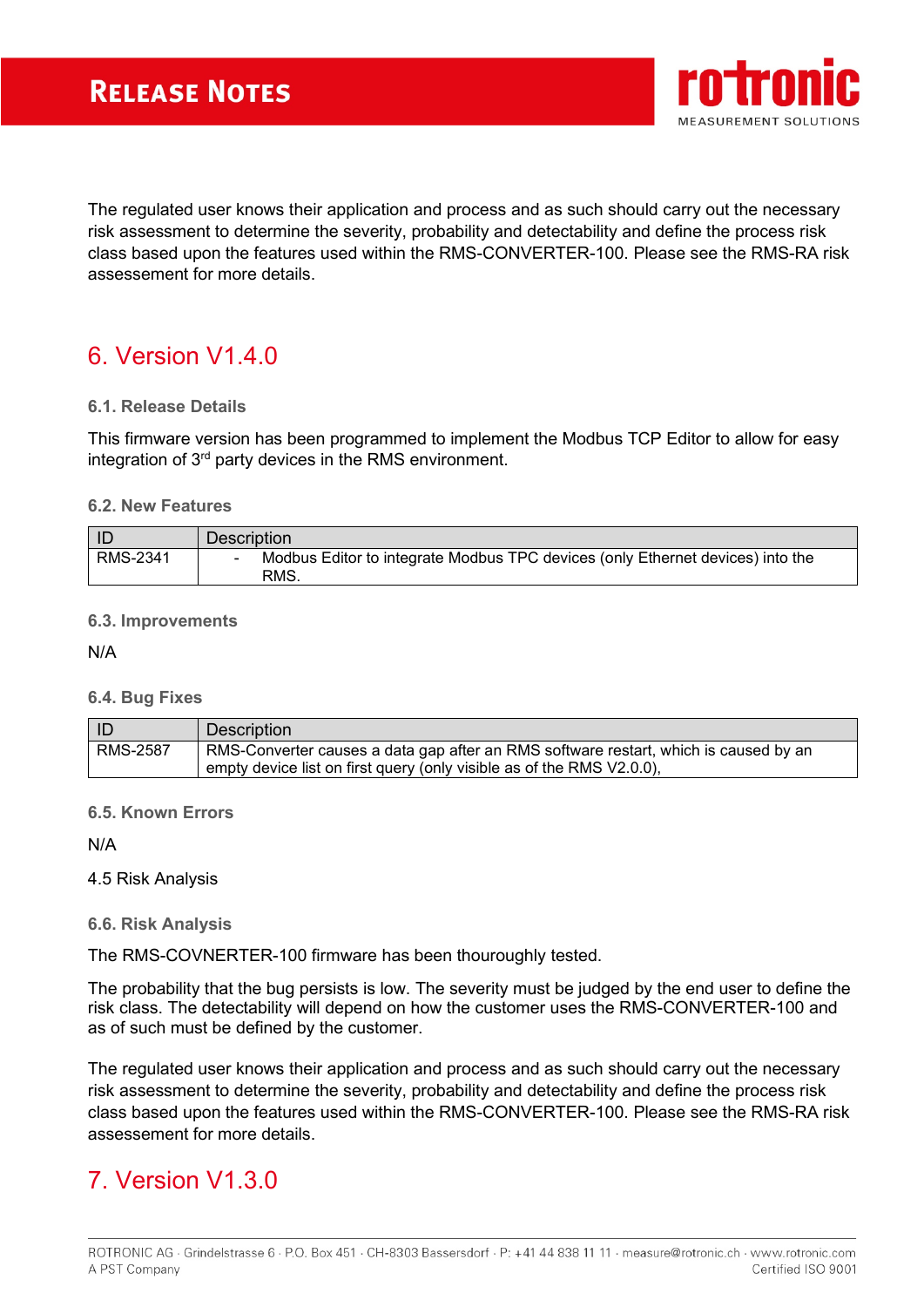The regulated user knows their application and process and as such should carry out the necessary risk assessment to determine the severity, probability and detectability and define the process risk class based upon the features used within the RMS-CONVERTER-100. Please see the RMS-RA risk assessement for more details.

# 6. Version V1.4.0

### 6.1. Release Details

This firmware version has been programmed to implement the Modbus TCP Editor to allow for easy integration of 3rd party devices in the RMS environment.

### 6.2. New Features

| ID | Description |
|---|---|
| RMS-2341 | - Modbus Editor to integrate Modbus TPC devices (only Ethernet devices) into the RMS. |

### 6.3. Improvements

N/A

### 6.4. Bug Fixes

| ID | Description |
|---|---|
| RMS-2587 | RMS-Converter causes a data gap after an RMS software restart, which is caused by an empty device list on first query (only visible as of the RMS V2.0.0), |

### 6.5. Known Errors

N/A

4.5 Risk Analysis

### 6.6. Risk Analysis

The RMS-COVNERTER-100 firmware has been thouroughly tested.

The probability that the bug persists is low. The severity must be judged by the end user to define the risk class. The detectability will depend on how the customer uses the RMS-CONVERTER-100 and as of such must be defined by the customer.

The regulated user knows their application and process and as such should carry out the necessary risk assessment to determine the severity, probability and detectability and define the process risk class based upon the features used within the RMS-CONVERTER-100. Please see the RMS-RA risk assessement for more details.

# 7. Version V1.3.0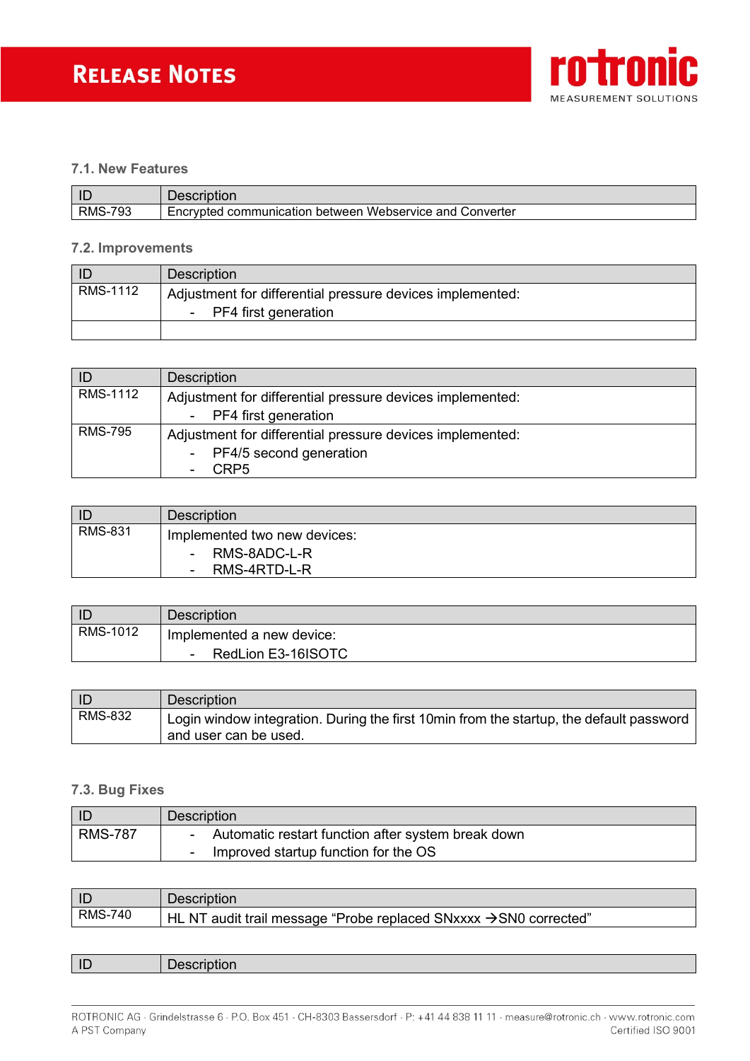### 7.1. New Features

| ID | Description |
|---|---|
| RMS-793 | Encrypted communication between Webservice and Converter |

### 7.2. Improvements

| ID | Description |
|---|---|
| RMS-1112 | Adjustment for differential pressure devices implemented:<br>- PF4 first generation |
| | |

| ID | Description |
|---|---|
| RMS-1112 | Adjustment for differential pressure devices implemented:<br>- PF4 first generation |
| RMS-795 | Adjustment for differential pressure devices implemented:<br>- PF4/5 second generation<br>- CRP5 |

| ID | Description |
|---|---|
| RMS-831 | Implemented two new devices:<br>- RMS-8ADC-L-R<br>- RMS-4RTD-L-R |

| ID | Description |
|---|---|
| RMS-1012 | Implemented a new device:<br>- RedLion E3-16ISOTC |

| ID | Description |
|---|---|
| RMS-832 | Login window integration. During the first 10min from the startup, the default password and user can be used. |

### 7.3. Bug Fixes

| ID | Description |
|---|---|
| RMS-787 | - Automatic restart function after system break down<br>- Improved startup function for the OS |

| ID | Description |
|---|---|
| RMS-740 | HL NT audit trail message “Probe replaced SNxxxx →SN0 corrected” |

| ID | Description |
|---|---|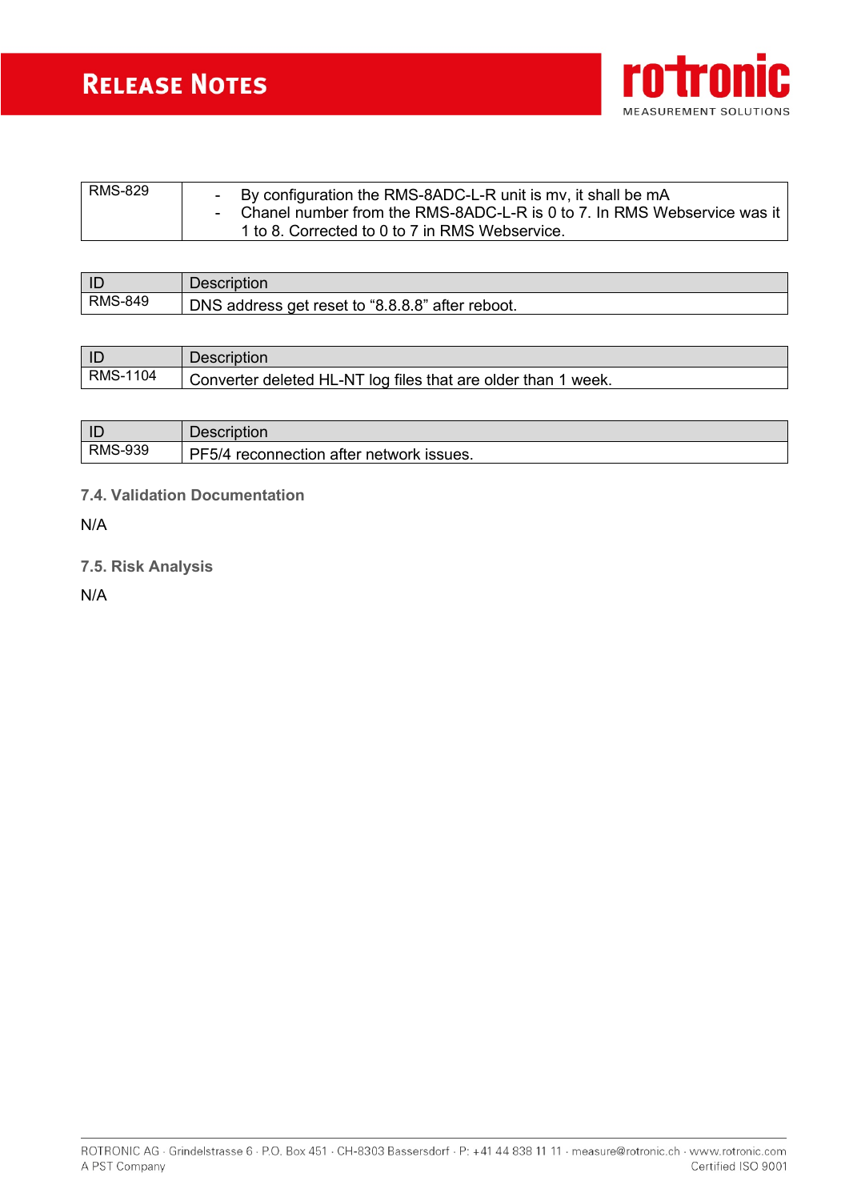| | |
|---|---|
| RMS-829 | - By configuration the RMS-8ADC-L-R unit is mv, it shall be mA<br>- Chanel number from the RMS-8ADC-L-R is 0 to 7. In RMS Webservice was it 1 to 8. Corrected to 0 to 7 in RMS Webservice. |

| ID | Description |
|---|---|
| RMS-849 | DNS address get reset to "8.8.8.8" after reboot. |

| ID | Description |
|---|---|
| RMS-1104 | Converter deleted HL-NT log files that are older than 1 week. |

| ID | Description |
|---|---|
| RMS-939 | PF5/4 reconnection after network issues. |

### 7.4. Validation Documentation

N/A

### 7.5. Risk Analysis

N/A